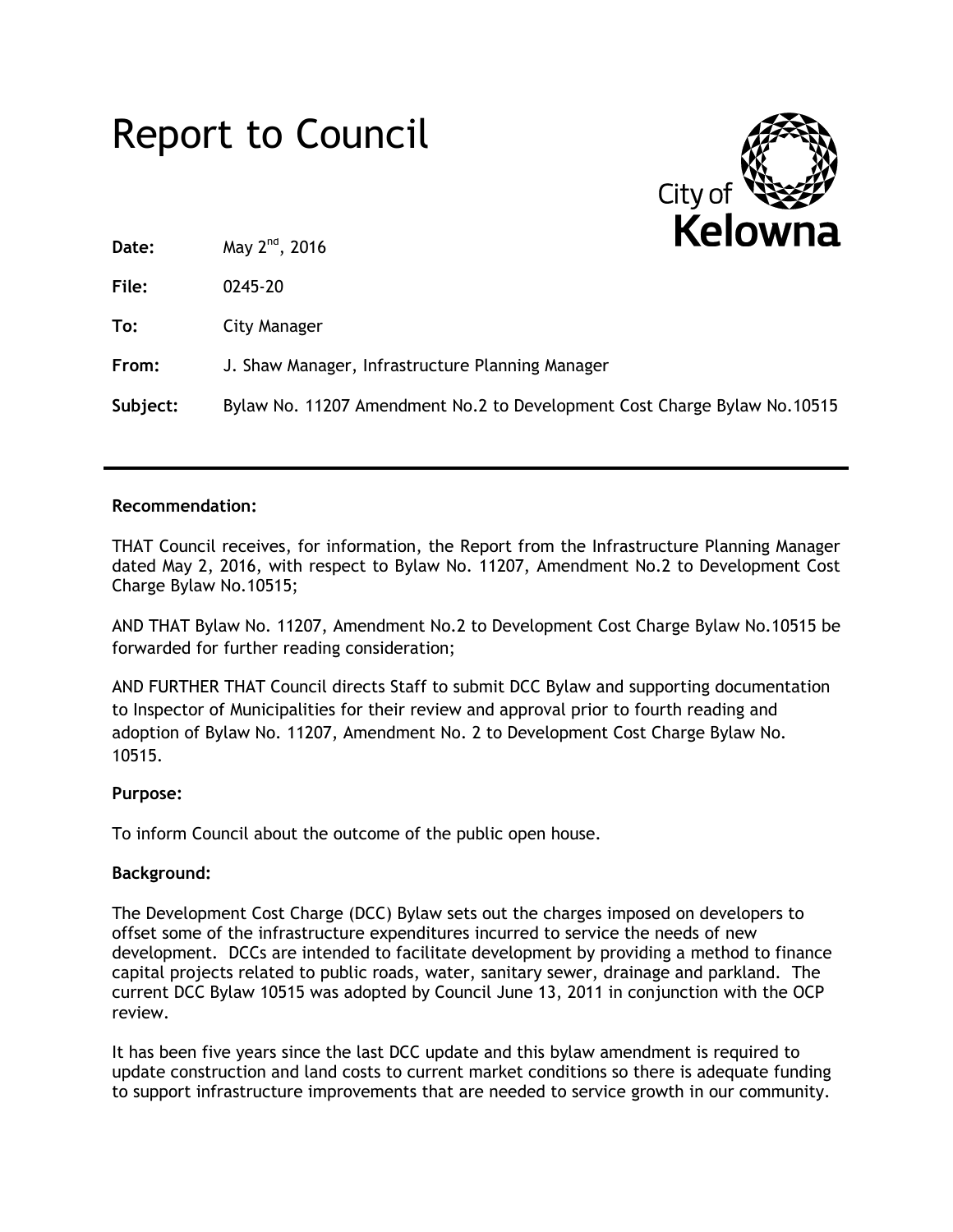# Report to Council

**Date:** May 2nd, 2016

**File:** 0245-20

**To:** City Manager

**From:** J. Shaw Manager, Infrastructure Planning Manager

**Subject:** Bylaw No. 11207 Amendment No.2 to Development Cost Charge Bylaw No.10515

---

**Recommendation:**

THAT Council receives, for information, the Report from the Infrastructure Planning Manager dated May 2, 2016, with respect to Bylaw No. 11207, Amendment No.2 to Development Cost Charge Bylaw No.10515;

AND THAT Bylaw No. 11207, Amendment No.2 to Development Cost Charge Bylaw No.10515 be forwarded for further reading consideration;

AND FURTHER THAT Council directs Staff to submit DCC Bylaw and supporting documentation to Inspector of Municipalities for their review and approval prior to fourth reading and adoption of Bylaw No. 11207, Amendment No. 2 to Development Cost Charge Bylaw No. 10515.

**Purpose:**

To inform Council about the outcome of the public open house.

**Background:**

The Development Cost Charge (DCC) Bylaw sets out the charges imposed on developers to offset some of the infrastructure expenditures incurred to service the needs of new development. DCCs are intended to facilitate development by providing a method to finance capital projects related to public roads, water, sanitary sewer, drainage and parkland. The current DCC Bylaw 10515 was adopted by Council June 13, 2011 in conjunction with the OCP review.

It has been five years since the last DCC update and this bylaw amendment is required to update construction and land costs to current market conditions so there is adequate funding to support infrastructure improvements that are needed to service growth in our community.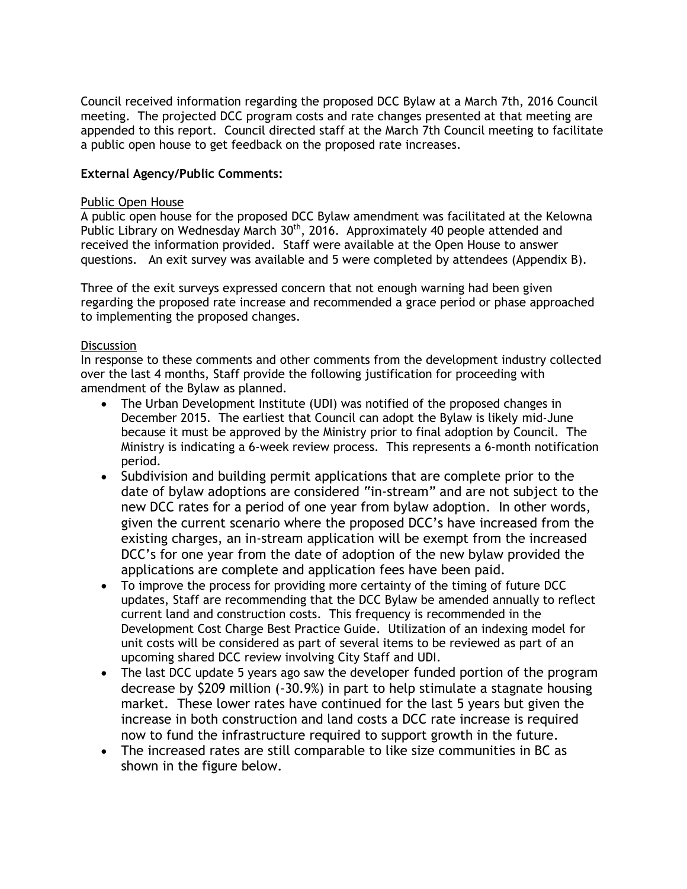Council received information regarding the proposed DCC Bylaw at a March 7th, 2016 Council meeting. The projected DCC program costs and rate changes presented at that meeting are appended to this report. Council directed staff at the March 7th Council meeting to facilitate a public open house to get feedback on the proposed rate increases.

**External Agency/Public Comments:**

Public Open House

A public open house for the proposed DCC Bylaw amendment was facilitated at the Kelowna Public Library on Wednesday March 30th, 2016. Approximately 40 people attended and received the information provided. Staff were available at the Open House to answer questions. An exit survey was available and 5 were completed by attendees (Appendix B).

Three of the exit surveys expressed concern that not enough warning had been given regarding the proposed rate increase and recommended a grace period or phase approached to implementing the proposed changes.

Discussion

In response to these comments and other comments from the development industry collected over the last 4 months, Staff provide the following justification for proceeding with amendment of the Bylaw as planned.

- The Urban Development Institute (UDI) was notified of the proposed changes in December 2015. The earliest that Council can adopt the Bylaw is likely mid-June because it must be approved by the Ministry prior to final adoption by Council. The Ministry is indicating a 6-week review process. This represents a 6-month notification period.
- Subdivision and building permit applications that are complete prior to the date of bylaw adoptions are considered "in-stream" and are not subject to the new DCC rates for a period of one year from bylaw adoption. In other words, given the current scenario where the proposed DCC's have increased from the existing charges, an in-stream application will be exempt from the increased DCC's for one year from the date of adoption of the new bylaw provided the applications are complete and application fees have been paid.
- To improve the process for providing more certainty of the timing of future DCC updates, Staff are recommending that the DCC Bylaw be amended annually to reflect current land and construction costs. This frequency is recommended in the Development Cost Charge Best Practice Guide. Utilization of an indexing model for unit costs will be considered as part of several items to be reviewed as part of an upcoming shared DCC review involving City Staff and UDI.
- The last DCC update 5 years ago saw the developer funded portion of the program decrease by $209 million (-30.9%) in part to help stimulate a stagnate housing market. These lower rates have continued for the last 5 years but given the increase in both construction and land costs a DCC rate increase is required now to fund the infrastructure required to support growth in the future.
- The increased rates are still comparable to like size communities in BC as shown in the figure below.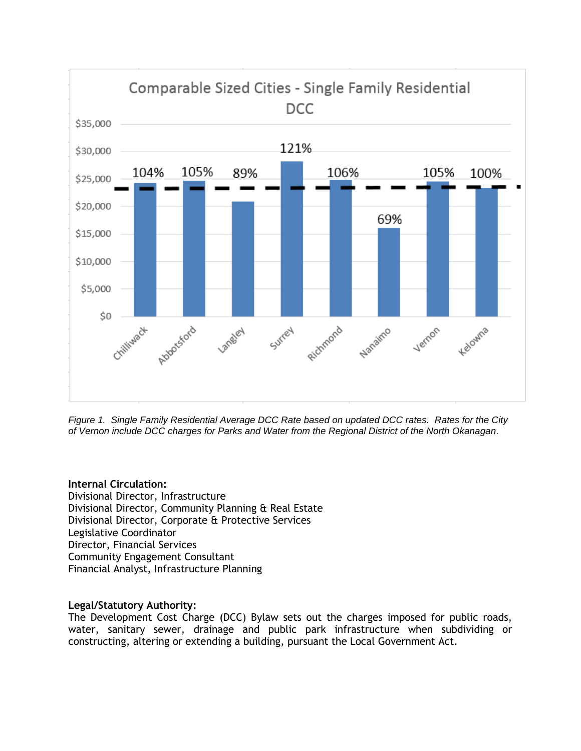Figure 1. Single Family Residential Average DCC Rate based on updated DCC rates. Rates for the City of Vernon include DCC charges for Parks and Water from the Regional District of the North Okanagan.

**Internal Circulation:**

Divisional Director, Infrastructure
Divisional Director, Community Planning & Real Estate
Divisional Director, Corporate & Protective Services
Legislative Coordinator
Director, Financial Services
Community Engagement Consultant
Financial Analyst, Infrastructure Planning

**Legal/Statutory Authority:**

The Development Cost Charge (DCC) Bylaw sets out the charges imposed for public roads, water, sanitary sewer, drainage and public park infrastructure when subdividing or constructing, altering or extending a building, pursuant the Local Government Act.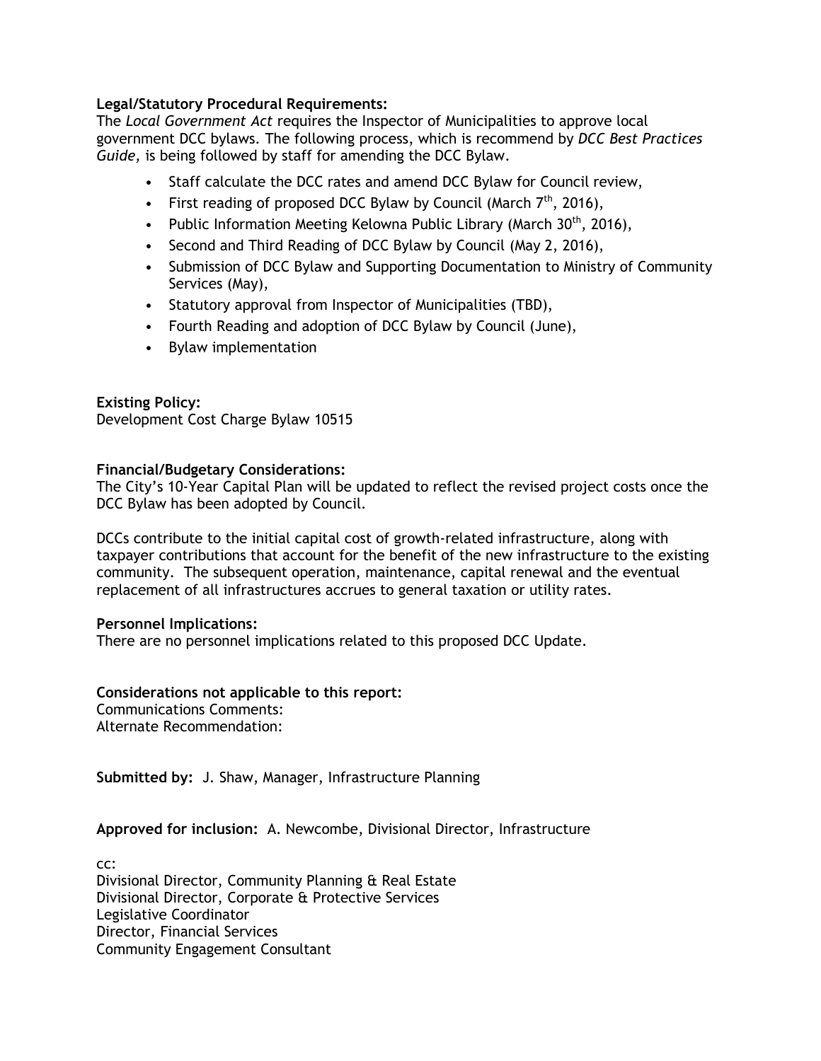**Legal/Statutory Procedural Requirements:**
The *Local Government Act* requires the Inspector of Municipalities to approve local government DCC bylaws. The following process, which is recommend by *DCC Best Practices Guide,* is being followed by staff for amending the DCC Bylaw.

- Staff calculate the DCC rates and amend DCC Bylaw for Council review,
- First reading of proposed DCC Bylaw by Council (March 7th, 2016),
- Public Information Meeting Kelowna Public Library (March 30th, 2016),
- Second and Third Reading of DCC Bylaw by Council (May 2, 2016),
- Submission of DCC Bylaw and Supporting Documentation to Ministry of Community Services (May),
- Statutory approval from Inspector of Municipalities (TBD),
- Fourth Reading and adoption of DCC Bylaw by Council (June),
- Bylaw implementation

**Existing Policy:**
Development Cost Charge Bylaw 10515

**Financial/Budgetary Considerations:**
The City's 10-Year Capital Plan will be updated to reflect the revised project costs once the DCC Bylaw has been adopted by Council.

DCCs contribute to the initial capital cost of growth-related infrastructure, along with taxpayer contributions that account for the benefit of the new infrastructure to the existing community. The subsequent operation, maintenance, capital renewal and the eventual replacement of all infrastructures accrues to general taxation or utility rates.

**Personnel Implications:**
There are no personnel implications related to this proposed DCC Update.

**Considerations not applicable to this report:**
Communications Comments:
Alternate Recommendation:

**Submitted by:** J. Shaw, Manager, Infrastructure Planning

**Approved for inclusion:** A. Newcombe, Divisional Director, Infrastructure

cc:
Divisional Director, Community Planning & Real Estate
Divisional Director, Corporate & Protective Services
Legislative Coordinator
Director, Financial Services
Community Engagement Consultant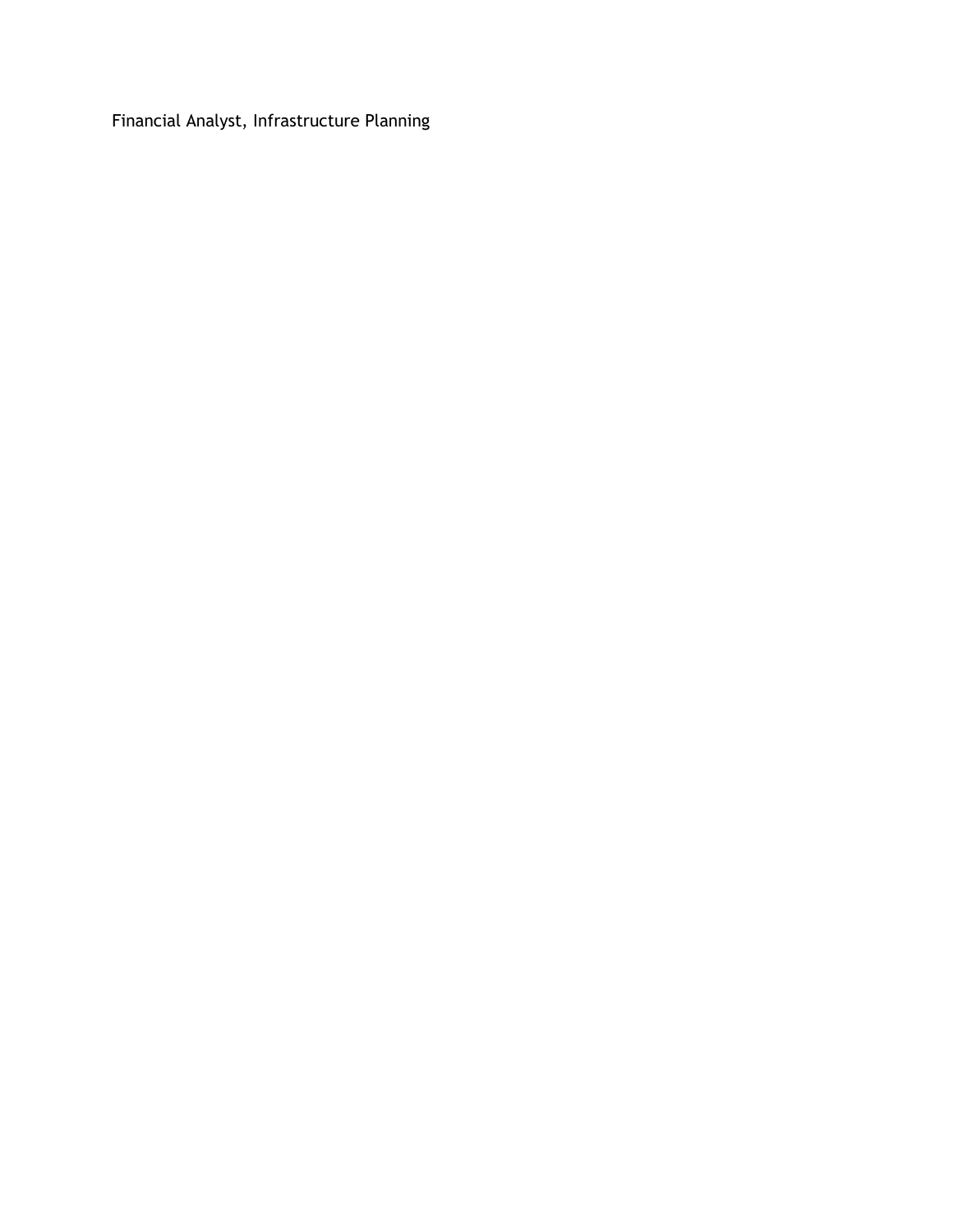Financial Analyst, Infrastructure Planning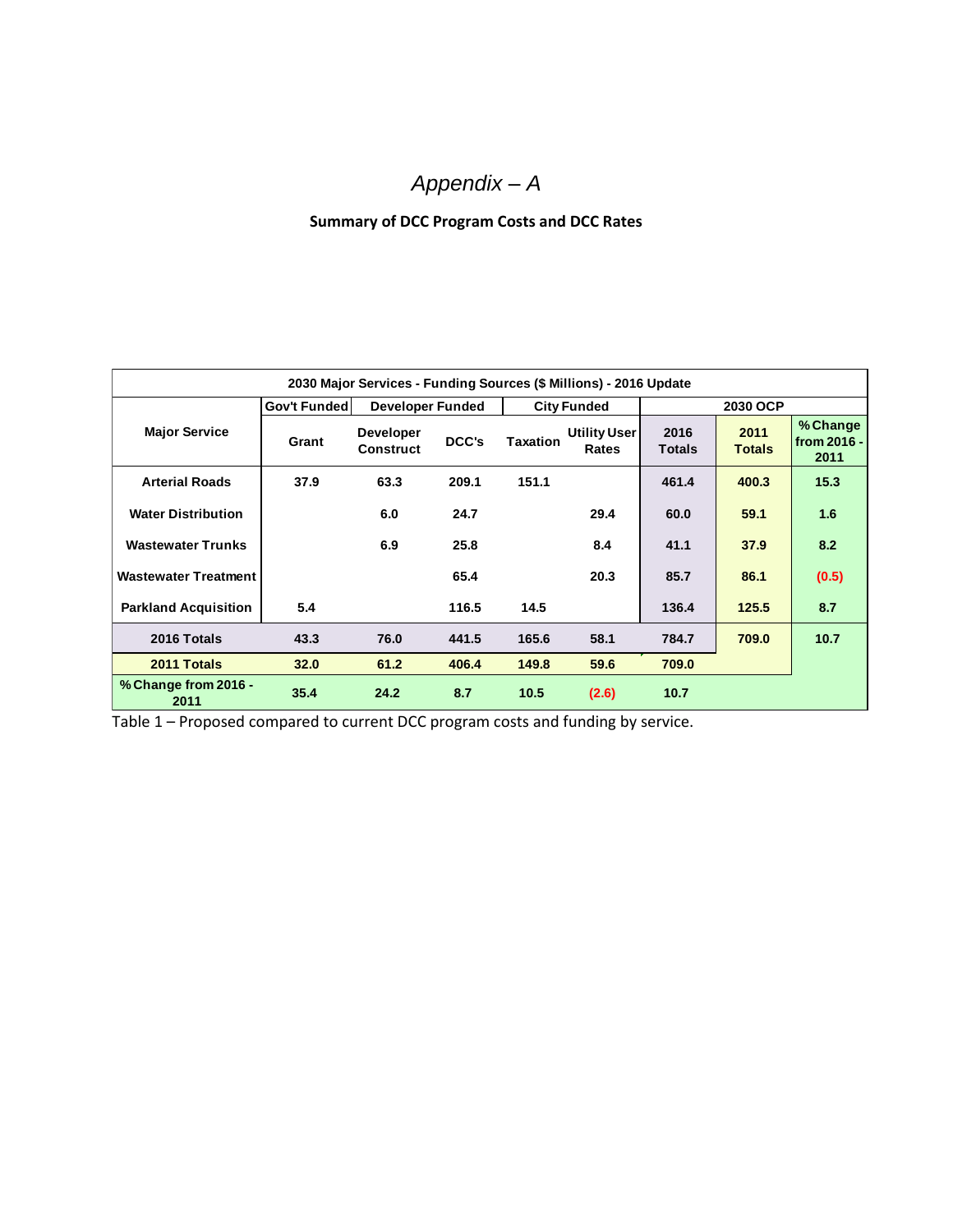# *Appendix – A*

## Summary of DCC Program Costs and DCC Rates

| 2030 Major Services - Funding Sources ($ Millions) - 2016 Update | | | | | | | | |
|---|---|---|---|---|---|---|---|---|
| | Gov't Funded | Developer Funded | | City Funded | | 2030 OCP | | |
| Major Service | Grant | Developer Construct | DCC's | Taxation | Utility User Rates | 2016 Totals | 2011 Totals | % Change from 2016 - 2011 |
| Arterial Roads | 37.9 | 63.3 | 209.1 | 151.1 | | 461.4 | 400.3 | 15.3 |
| Water Distribution | | 6.0 | 24.7 | | 29.4 | 60.0 | 59.1 | 1.6 |
| Wastewater Trunks | | 6.9 | 25.8 | | 8.4 | 41.1 | 37.9 | 8.2 |
| Wastewater Treatment | | | 65.4 | | 20.3 | 85.7 | 86.1 | (0.5) |
| Parkland Acquisition | 5.4 | | 116.5 | 14.5 | | 136.4 | 125.5 | 8.7 |
| 2016 Totals | 43.3 | 76.0 | 441.5 | 165.6 | 58.1 | 784.7 | 709.0 | 10.7 |
| 2011 Totals | 32.0 | 61.2 | 406.4 | 149.8 | 59.6 | 709.0 | | |
| % Change from 2016 - 2011 | 35.4 | 24.2 | 8.7 | 10.5 | (2.6) | 10.7 | | |

Table 1 – Proposed compared to current DCC program costs and funding by service.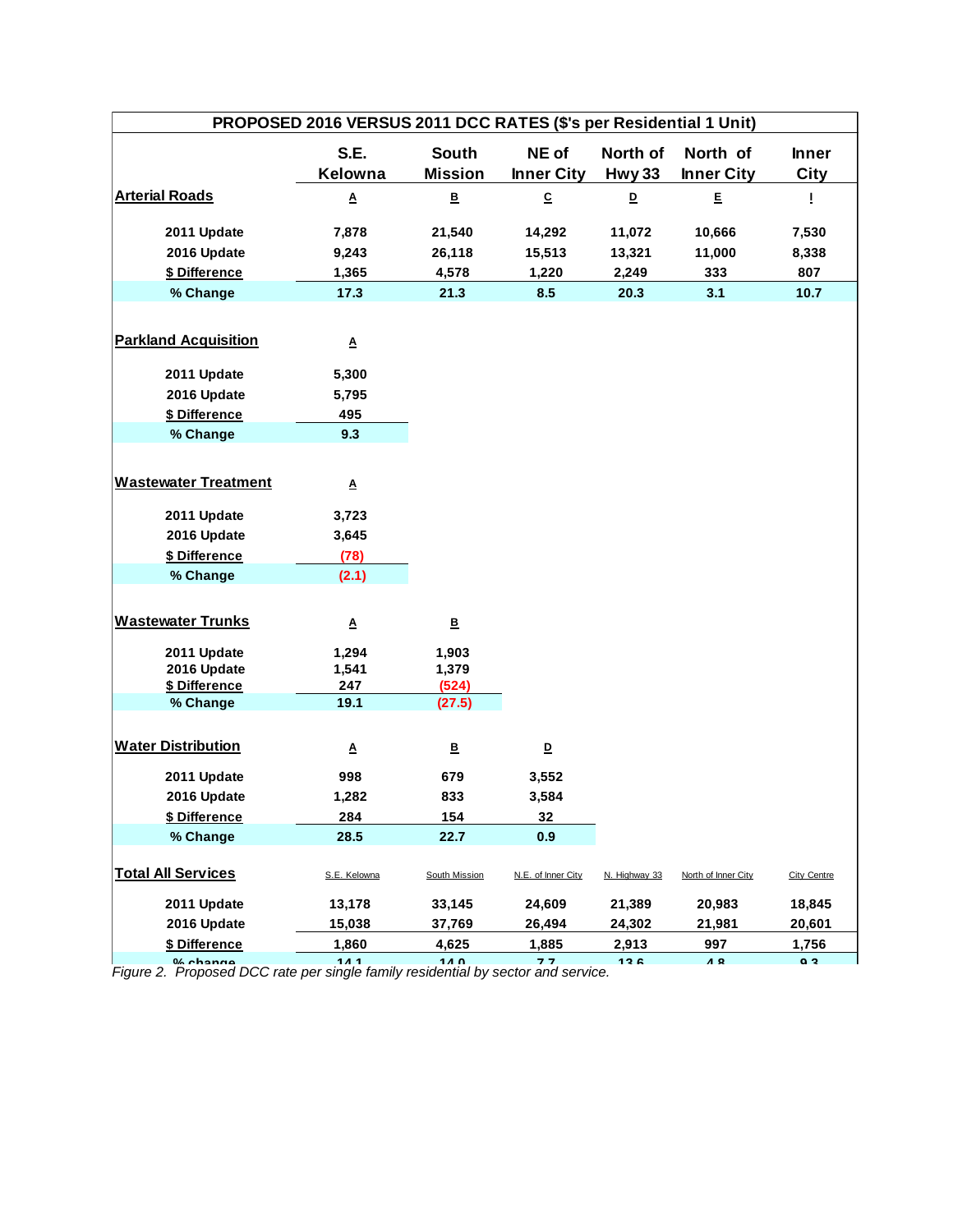**PROPOSED 2016 VERSUS 2011 DCC RATES ($'s per Residential 1 Unit)**

| | S.E. Kelowna | South Mission | NE of Inner City | North of Hwy 33 | North of Inner City | Inner City |
|---|---|---|---|---|---|---|
| **Arterial Roads** | A | B | C | D | E | I |
| 2011 Update | 7,878 | 21,540 | 14,292 | 11,072 | 10,666 | 7,530 |
| 2016 Update | 9,243 | 26,118 | 15,513 | 13,321 | 11,000 | 8,338 |
| $ Difference | 1,365 | 4,578 | 1,220 | 2,249 | 333 | 807 |
| % Change | 17.3 | 21.3 | 8.5 | 20.3 | 3.1 | 10.7 |
| **Parkland Acquisition** | A | | | | | |
| 2011 Update | 5,300 | | | | | |
| 2016 Update | 5,795 | | | | | |
| $ Difference | 495 | | | | | |
| % Change | 9.3 | | | | | |
| **Wastewater Treatment** | A | | | | | |
| 2011 Update | 3,723 | | | | | |
| 2016 Update | 3,645 | | | | | |
| $ Difference | (78) | | | | | |
| % Change | (2.1) | | | | | |
| **Wastewater Trunks** | A | B | | | | |
| 2011 Update | 1,294 | 1,903 | | | | |
| 2016 Update | 1,541 | 1,379 | | | | |
| $ Difference | 247 | (524) | | | | |
| % Change | 19.1 | (27.5) | | | | |
| **Water Distribution** | A | B | D | | | |
| 2011 Update | 998 | 679 | 3,552 | | | |
| 2016 Update | 1,282 | 833 | 3,584 | | | |
| $ Difference | 284 | 154 | 32 | | | |
| % Change | 28.5 | 22.7 | 0.9 | | | |
| **Total All Services** | S.E. Kelowna | South Mission | N.E. of Inner City | N. Highway 33 | North of Inner City | City Centre |
| 2011 Update | 13,178 | 33,145 | 24,609 | 21,389 | 20,983 | 18,845 |
| 2016 Update | 15,038 | 37,769 | 26,494 | 24,302 | 21,981 | 20,601 |
| $ Difference | 1,860 | 4,625 | 1,885 | 2,913 | 997 | 1,756 |
| % change | 14.1 | 14.0 | 7.7 | 13.6 | 4.8 | 9.3 |

*Figure 2. Proposed DCC rate per single family residential by sector and service.*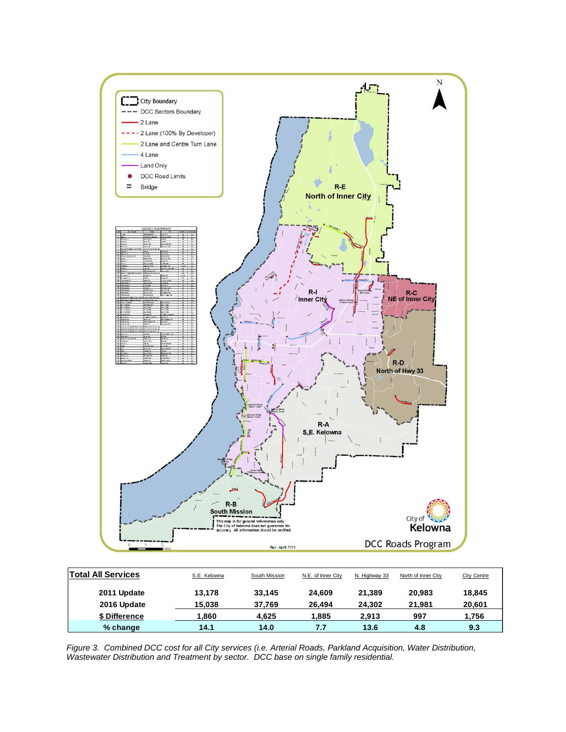| Total All Services | S.E. Kelowna | South Mission | N.E. of Inner City | N. Highway 33 | North of Inner City | City Centre |
|---|---|---|---|---|---|---|
| 2011 Update | 13,178 | 33,145 | 24,609 | 21,389 | 20,983 | 18,845 |
| 2016 Update | 15,038 | 37,769 | 26,494 | 24,302 | 21,981 | 20,601 |
| $ Difference | 1,860 | 4,625 | 1,885 | 2,913 | 997 | 1,756 |
| % change | 14.1 | 14.0 | 7.7 | 13.6 | 4.8 | 9.3 |

*Figure 3. Combined DCC cost for all City services (i.e. Arterial Roads, Parkland Acquisition, Water Distribution, Wastewater Distribution and Treatment by sector. DCC base on single family residential.*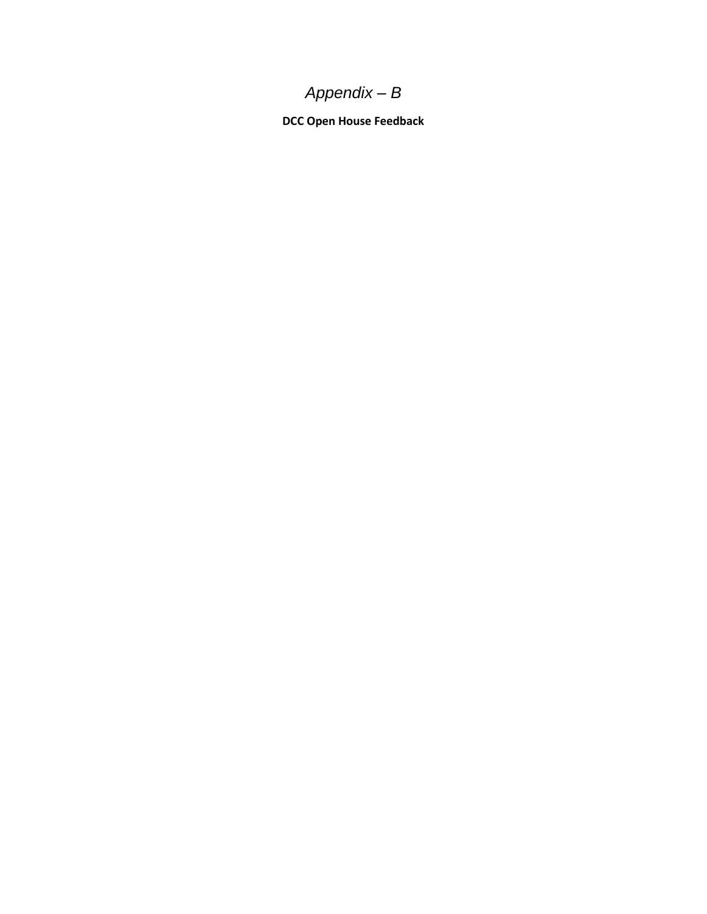# *Appendix – B*

**DCC Open House Feedback**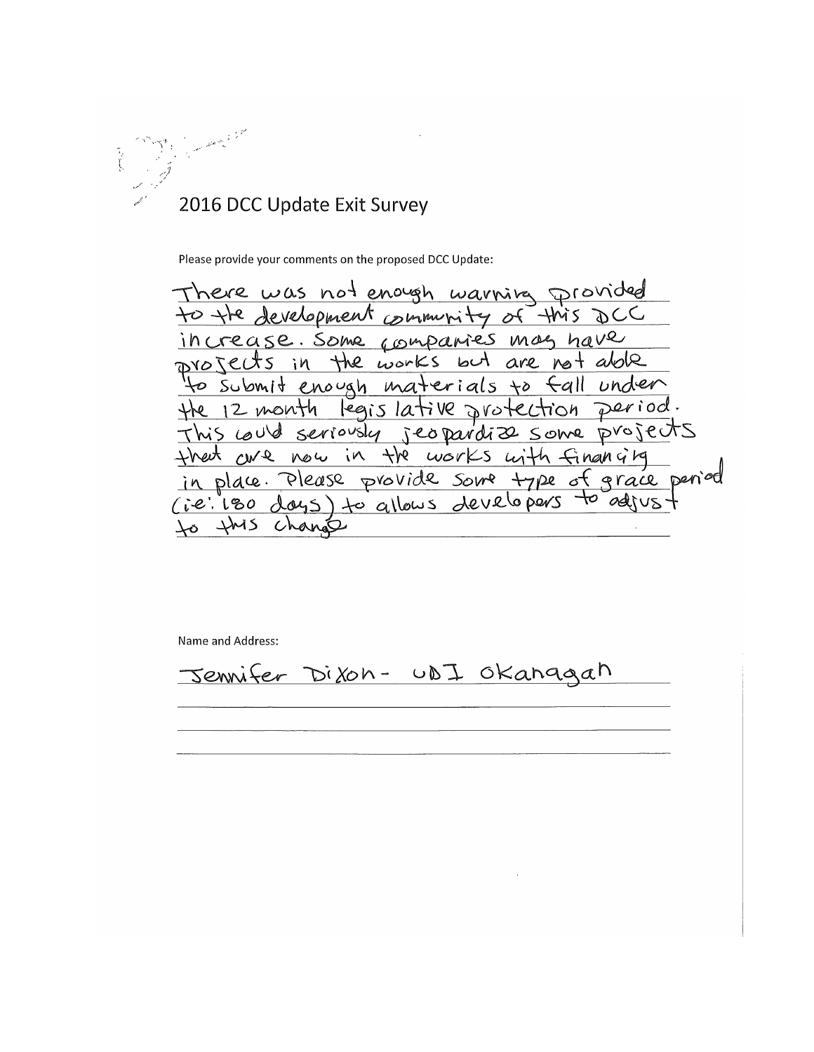## 2016 DCC Update Exit Survey

Please provide your comments on the proposed DCC Update:

There was not enough warning provided to the development community of this DCC increase. Some companies may have projects in the works but are not able to submit enough materials to fall under the 12 month legislative protection period. This could seriously jeopardize some projects that are now in the works with financing in place. Please provide some type of grace period (ie: 180 days) to allows developers to adjust to this change

Name and Address:

Jennifer Dixon - UDI Okanagan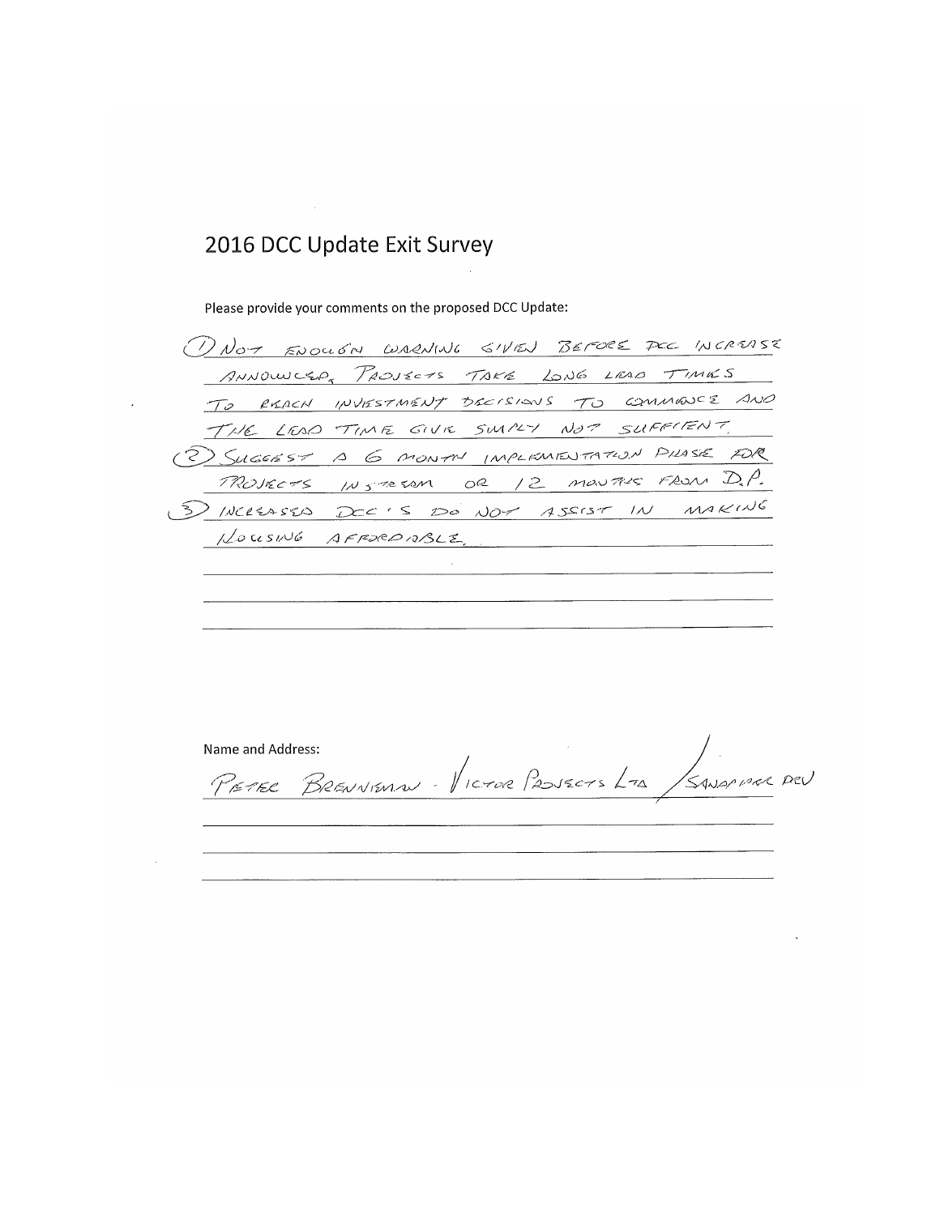# 2016 DCC Update Exit Survey

Please provide your comments on the proposed DCC Update:

1) NOT ENOUGH WARNING GIVEN BEFORE DCC INCREASE ANNOUNCED. PROJECTS TAKE LONG LEAD TIMES TO REACH INVESTMENT DECISIONS TO COMMENCE AND THE LEAD TIME GIVE SIMPLY NOT SUFFICIENT.

2) SUGGEST A 6 MONTH IMPLEMENTATION PHASE FOR PROJECTS IN STREAM OR 12 MONTHS FROM D.P.

3) INCREASED DCC'S DO NOT ASSIST IN MAKING HOUSING AFFORDABLE.

Name and Address:

PETER BRENNEMAN - VICTOR PROJECTS LTD / SANDPIPER DEV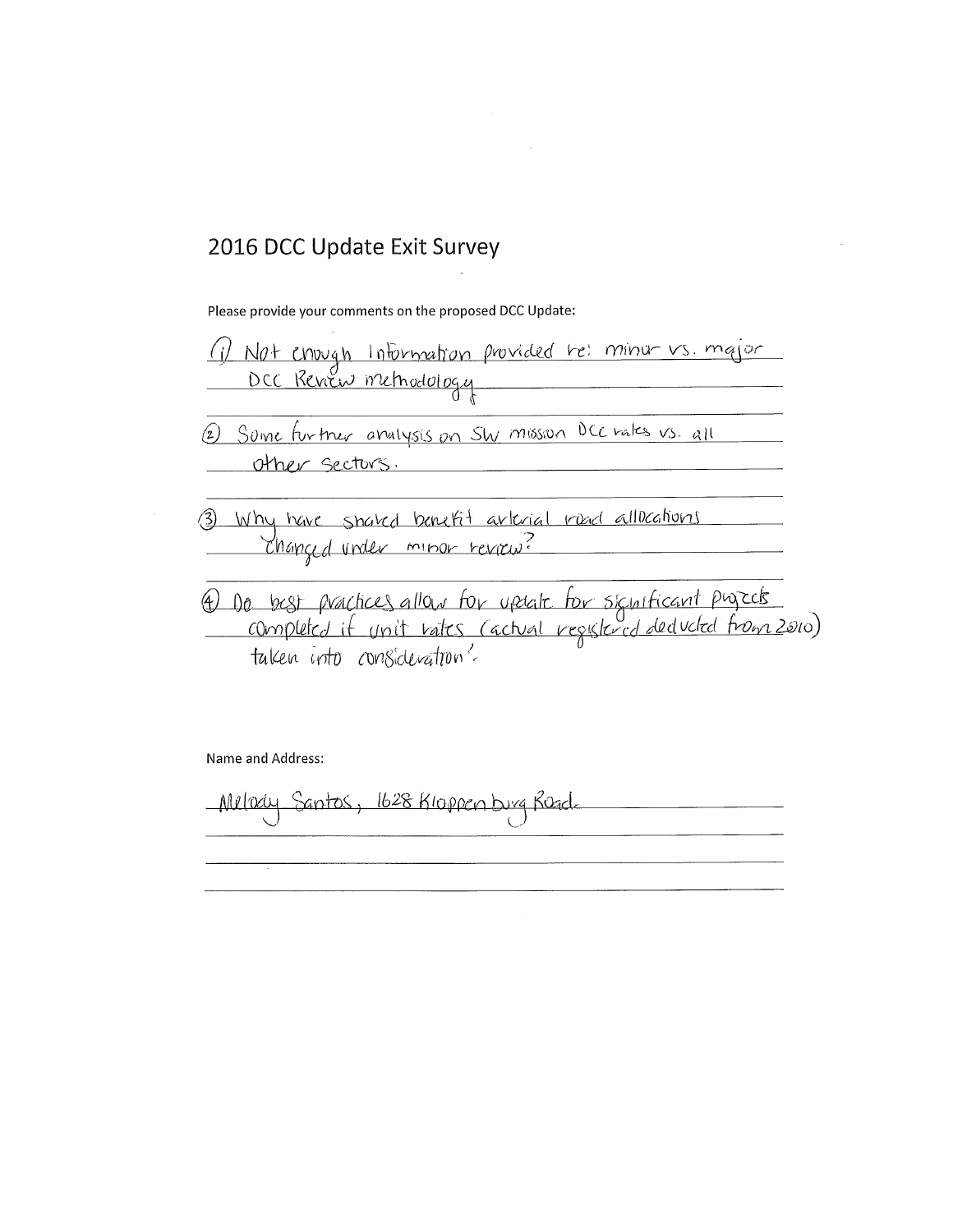# 2016 DCC Update Exit Survey

Please provide your comments on the proposed DCC Update:

(1) Not enough information provided re: minor vs. major DCC Review methodology

(2) Some further analysis on SW mission DCC rates vs. all other sectors.

(3) Why have shared benefit arterial road allocations changed under minor review?

(4) Do best practices allow for update for significant projects completed if unit rates (actual registered deducted from 2010) taken into consideration?

Name and Address:

Melody Santos, 1628 Kloppenburg Road.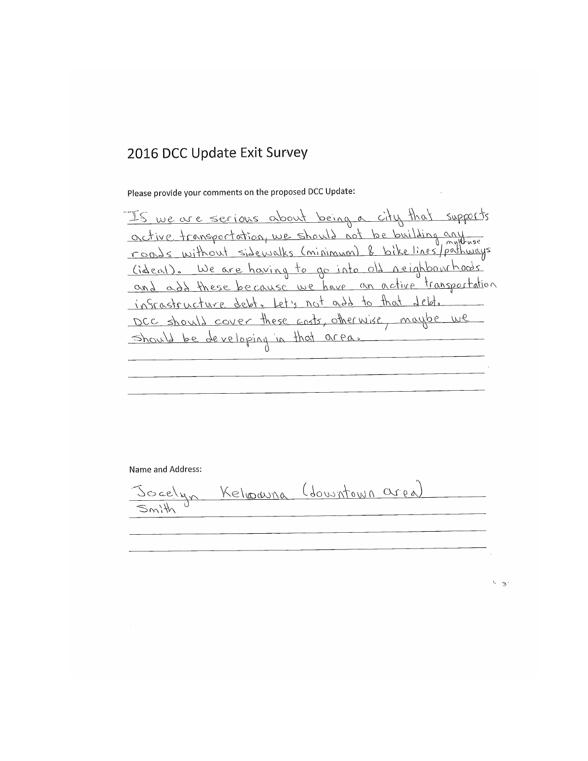## 2016 DCC Update Exit Survey

Please provide your comments on the proposed DCC Update:

If we are serious about being a city that supports active transportation, we should not be building any roads without sidewalks (minimum) & bike lines/multi-use pathways (ideal). We are having to go into old neighbourhoods and add these because we have an active transportation infrastructure debt. Let's not add to that debt. DCC should cover these costs, otherwise, maybe we should be developing in that area.

Name and Address:

Jocelyn Smith Kelowna (downtown area)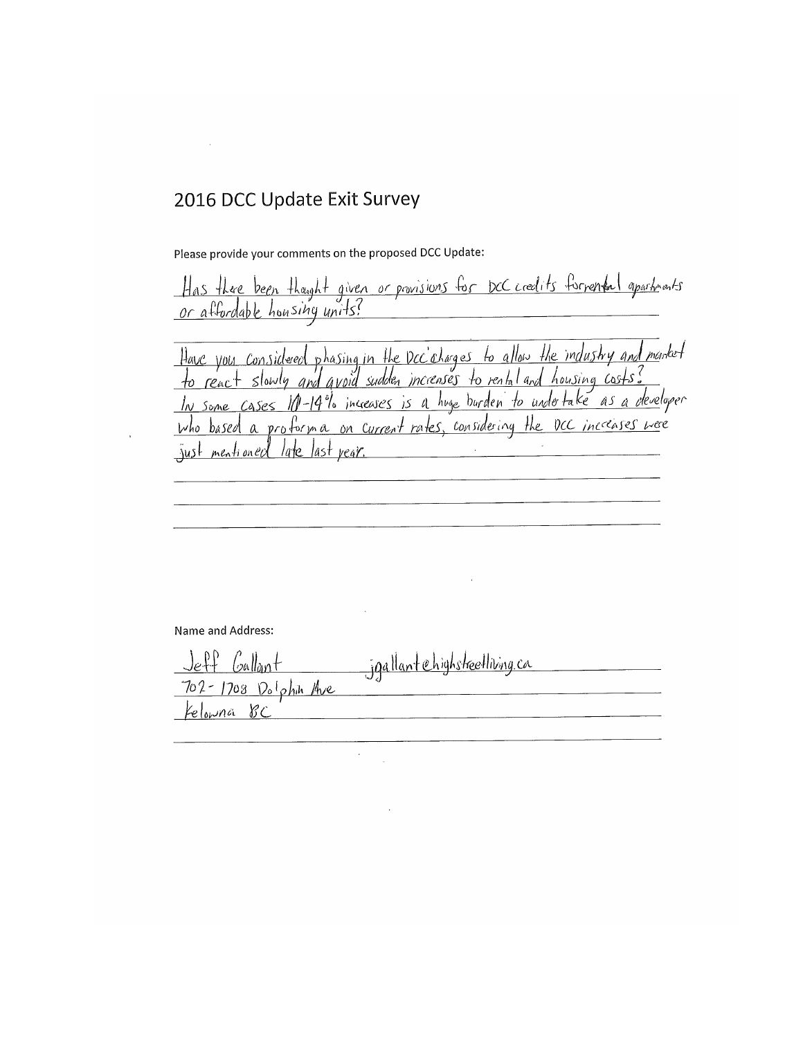## 2016 DCC Update Exit Survey

Please provide your comments on the proposed DCC Update:

Has there been thought given or provisions for DCC credits for rental apartments or affordable housing units?

Have you considered phasing in the DCC charges to allow the industry and market to react slowly and avoid sudden increases to rental and housing costs? In some cases 10-14% increases is a huge burden to undertake as a developer who based a proforma on current rates, considering the DCC increases were just mentioned late last year.

Name and Address:

Jeff Gallant jgallant@highstreetliving.ca
702-1708 Dolphin Ave
Kelowna BC